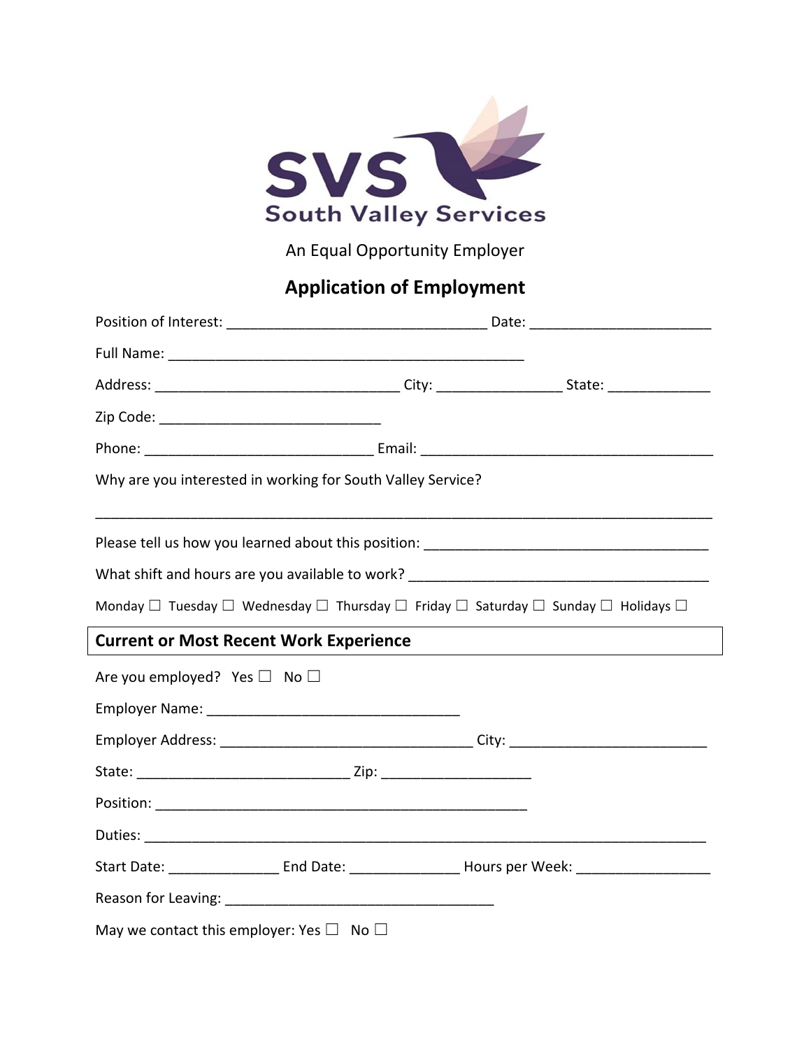SVS
South Valley Services

An Equal Opportunity Employer

# Application of Employment

Position of Interest: ________________________________ Date: ______________________

Full Name: ____________________________________________

Address: ______________________________ City: _______________ State: _____________

Zip Code: ___________________________

Phone: ____________________________ Email: ____________________________________

Why are you interested in working for South Valley Service?

_____________________________________________________________________________

Please tell us how you learned about this position: ___________________________________

What shift and hours are you available to work? _____________________________________

Monday ☐ Tuesday ☐ Wednesday ☐ Thursday ☐ Friday ☐ Saturday ☐ Sunday ☐ Holidays ☐

## Current or Most Recent Work Experience

Are you employed? Yes ☐ No ☐

Employer Name: _______________________________

Employer Address: _______________________________ City: ________________________

State: __________________________ Zip: __________________

Position: ______________________________________________

Duties: ______________________________________________________________________

Start Date: _____________ End Date: _____________ Hours per Week: ________________

Reason for Leaving: _________________________________

May we contact this employer: Yes ☐ No ☐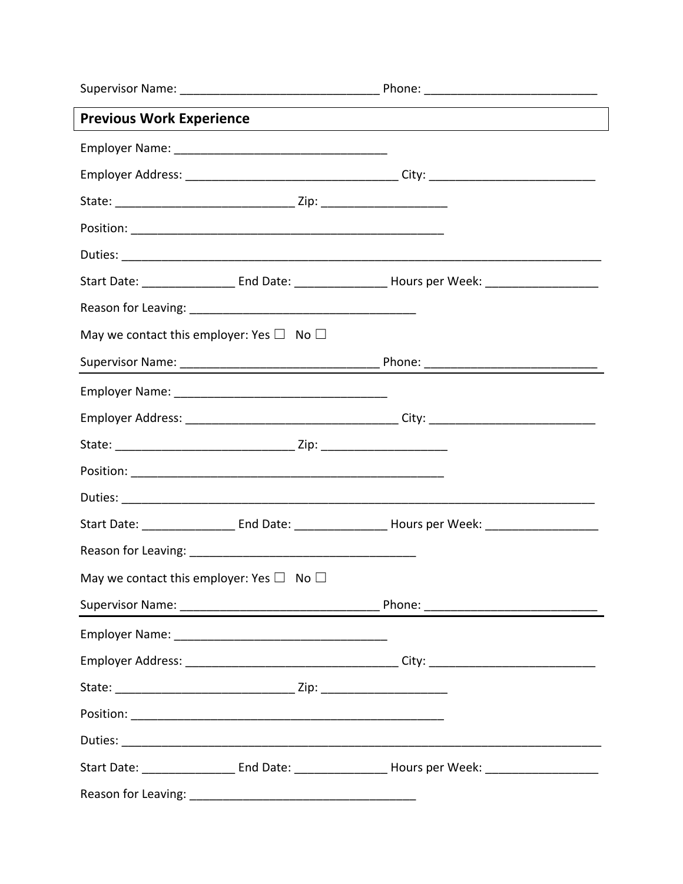Supervisor Name: ______________________________ Phone: __________________________

## Previous Work Experience

Employer Name: ________________________________

Employer Address: ________________________________ City: _________________________

State: ___________________________ Zip: ___________________

Position: _______________________________________________

Duties: ____________________________________________________________________________

Start Date: ______________ End Date: ______________ Hours per Week: _________________

Reason for Leaving: __________________________________

May we contact this employer: Yes ☐ No ☐

Supervisor Name: ______________________________ Phone: __________________________

---

Employer Name: ________________________________

Employer Address: ________________________________ City: _________________________

State: ___________________________ Zip: ___________________

Position: _______________________________________________

Duties: ____________________________________________________________________________

Start Date: ______________ End Date: ______________ Hours per Week: _________________

Reason for Leaving: __________________________________

May we contact this employer: Yes ☐ No ☐

Supervisor Name: ______________________________ Phone: __________________________

---

Employer Name: ________________________________

Employer Address: ________________________________ City: _________________________

State: ___________________________ Zip: ___________________

Position: _______________________________________________

Duties: ____________________________________________________________________________

Start Date: ______________ End Date: ______________ Hours per Week: _________________

Reason for Leaving: __________________________________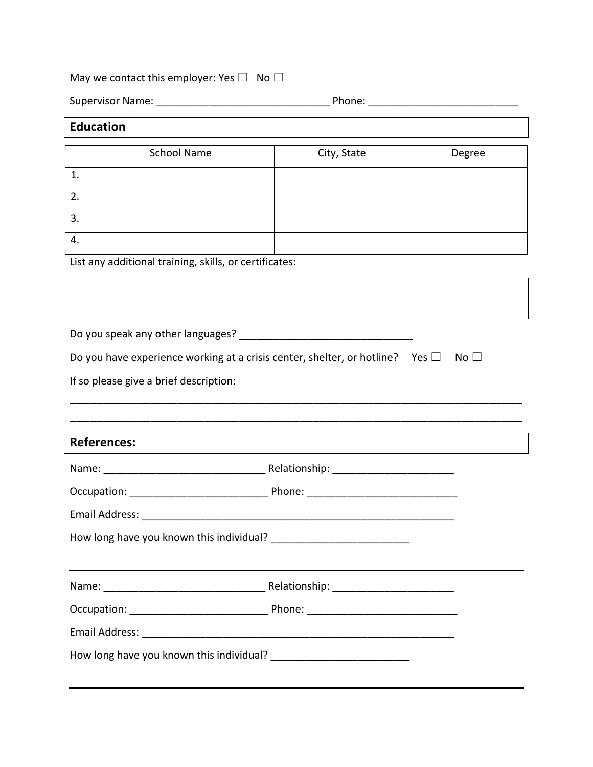May we contact this employer: Yes ☐ No ☐

Supervisor Name: ______________________________ Phone: __________________________

## Education

| | School Name | City, State | Degree |
|---|---|---|---|
| 1. | | | |
| 2. | | | |
| 3. | | | |
| 4. | | | |

List any additional training, skills, or certificates:

Do you speak any other languages? ______________________________

Do you have experience working at a crisis center, shelter, or hotline? Yes ☐ No ☐

If so please give a brief description:

______________________________________________________________________________

______________________________________________________________________________

## References:

Name: ____________________________ Relationship: _____________________

Occupation: ________________________ Phone: __________________________

Email Address: ________________________________________________________

How long have you known this individual? ________________________

---

Name: ____________________________ Relationship: _____________________

Occupation: ________________________ Phone: __________________________

Email Address: ________________________________________________________

How long have you known this individual? ________________________

---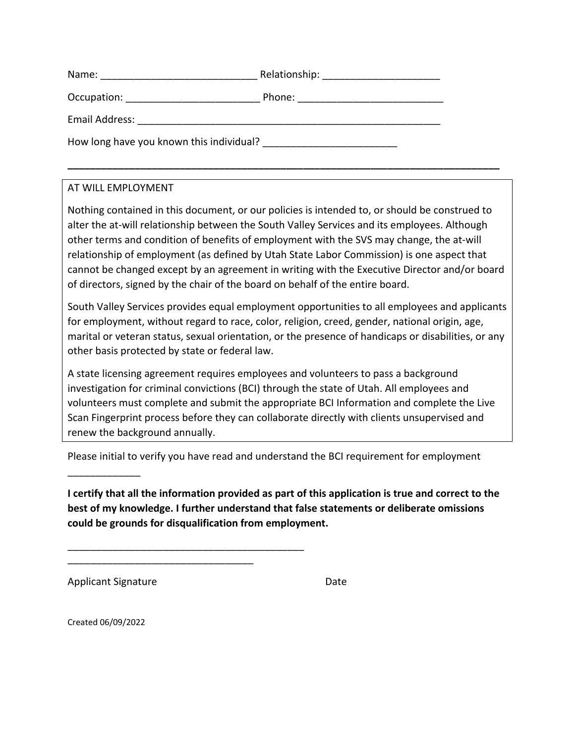Name: ____________________________ Relationship: _____________________

Occupation: ________________________ Phone: __________________________

Email Address: ________________________________________________________

How long have you known this individual? _______________________

---

AT WILL EMPLOYMENT

Nothing contained in this document, or our policies is intended to, or should be construed to alter the at-will relationship between the South Valley Services and its employees. Although other terms and condition of benefits of employment with the SVS may change, the at-will relationship of employment (as defined by Utah State Labor Commission) is one aspect that cannot be changed except by an agreement in writing with the Executive Director and/or board of directors, signed by the chair of the board on behalf of the entire board.

South Valley Services provides equal employment opportunities to all employees and applicants for employment, without regard to race, color, religion, creed, gender, national origin, age, marital or veteran status, sexual orientation, or the presence of handicaps or disabilities, or any other basis protected by state or federal law.

A state licensing agreement requires employees and volunteers to pass a background investigation for criminal convictions (BCI) through the state of Utah. All employees and volunteers must complete and submit the appropriate BCI Information and complete the Live Scan Fingerprint process before they can collaborate directly with clients unsupervised and renew the background annually.

Please initial to verify you have read and understand the BCI requirement for employment _____________

**I certify that all the information provided as part of this application is true and correct to the best of my knowledge. I further understand that false statements or deliberate omissions could be grounds for disqualification from employment.**

___________________________________________

_________________________________

Applicant Signature Date

Created 06/09/2022